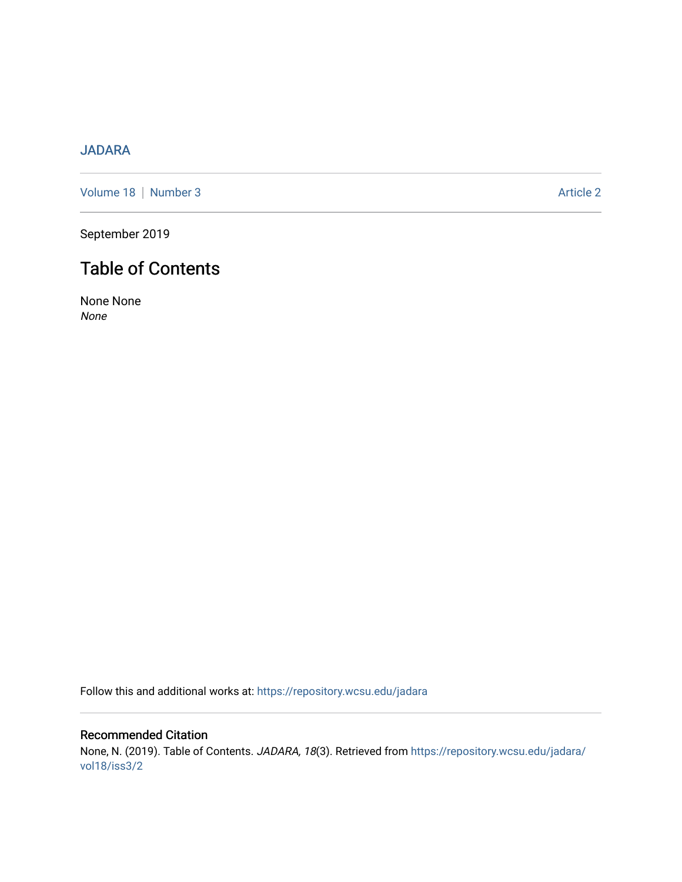JADARA

Volume 18 | Number 3 Article 2

September 2019

# Table of Contents

None None
*None*

Follow this and additional works at: https://repository.wcsu.edu/jadara

## Recommended Citation

None, N. (2019). Table of Contents. *JADARA, 18*(3). Retrieved from https://repository.wcsu.edu/jadara/vol18/iss3/2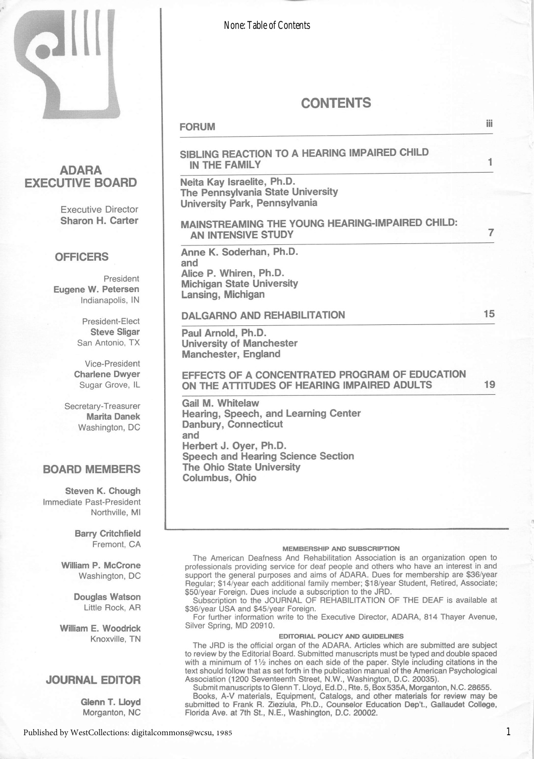None: Table of Contents

## ADARA EXECUTIVE BOARD

Executive Director
**Sharon H. Carter**

### OFFICERS

President
**Eugene W. Petersen**
Indianapolis, IN

President-Elect
**Steve Sligar**
San Antonio, TX

Vice-President
**Charlene Dwyer**
Sugar Grove, IL

Secretary-Treasurer
**Marita Danek**
Washington, DC

### BOARD MEMBERS

**Steven K. Chough**
Immediate Past-President
Northville, MI

**Barry Critchfield**
Fremont, CA

**William P. McCrone**
Washington, DC

**Douglas Watson**
Little Rock, AR

**William E. Woodrick**
Knoxville, TN

### JOURNAL EDITOR

**Glenn T. Lloyd**
Morganton, NC

# CONTENTS

**FORUM** — iii

**SIBLING REACTION TO A HEARING IMPAIRED CHILD IN THE FAMILY** — 1

**Neita Kay Israelite, Ph.D.**
**The Pennsylvania State University**
**University Park, Pennsylvania**

**MAINSTREAMING THE YOUNG HEARING-IMPAIRED CHILD: AN INTENSIVE STUDY** — 7

**Anne K. Soderhan, Ph.D.**
**and**
**Alice P. Whiren, Ph.D.**
**Michigan State University**
**Lansing, Michigan**

**DALGARNO AND REHABILITATION** — 15

**Paul Arnold, Ph.D.**
**University of Manchester**
**Manchester, England**

**EFFECTS OF A CONCENTRATED PROGRAM OF EDUCATION ON THE ATTITUDES OF HEARING IMPAIRED ADULTS** — 19

**Gail M. Whitelaw**
**Hearing, Speech, and Learning Center**
**Danbury, Connecticut**
**and**
**Herbert J. Oyer, Ph.D.**
**Speech and Hearing Science Section**
**The Ohio State University**
**Columbus, Ohio**

#### MEMBERSHIP AND SUBSCRIPTION

The American Deafness And Rehabilitation Association is an organization open to professionals providing service for deaf people and others who have an interest in and support the general purposes and aims of ADARA. Dues for membership are $36/year Regular; $14/year each additional family member; $18/year Student, Retired, Associate; $50/year Foreign. Dues include a subscription to the JRD.

Subscription to the JOURNAL OF REHABILITATION OF THE DEAF is available at $36/year USA and $45/year Foreign.

For further information write to the Executive Director, ADARA, 814 Thayer Avenue, Silver Spring, MD 20910.

#### EDITORIAL POLICY AND GUIDELINES

The JRD is the official organ of the ADARA. Articles which are submitted are subject to review by the Editorial Board. Submitted manuscripts must be typed and double spaced with a minimum of 1½ inches on each side of the paper. Style including citations in the text should follow that as set forth in the publication manual of the American Psychological Association (1200 Seventeenth Street, N.W., Washington, D.C. 20035).

Submit manuscripts to Glenn T. Lloyd, Ed.D., Rte. 5, Box 535A, Morganton, N.C. 28655.

Books, A-V materials, Equipment, Catalogs, and other materials for review may be submitted to Frank R. Zieziula, Ph.D., Counselor Education Dep't., Gallaudet College, Florida Ave. at 7th St., N.E., Washington, D.C. 20002.

Published by WestCollections: digitalcommons@wcsu, 1985